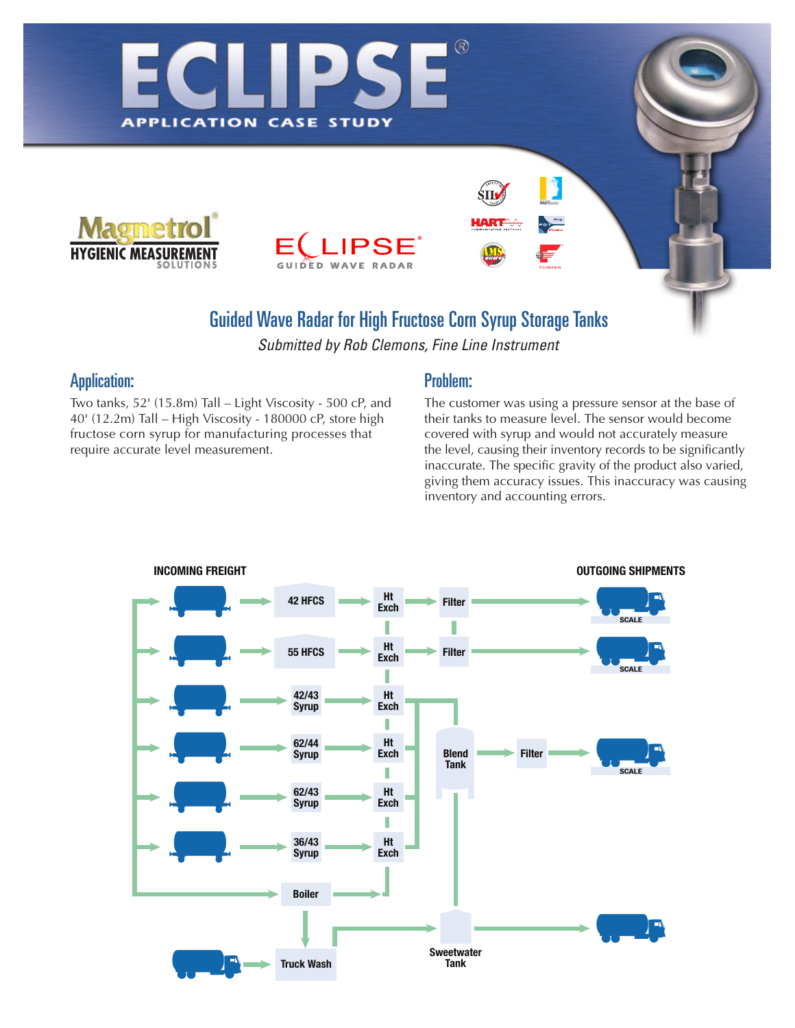# ECLIPSE®

APPLICATION CASE STUDY

Magnetrol® HYGIENIC MEASUREMENT SOLUTIONS

ECLIPSE® GUIDED WAVE RADAR

## Guided Wave Radar for High Fructose Corn Syrup Storage Tanks

*Submitted by Rob Clemons, Fine Line Instrument*

### Application:

Two tanks, 52' (15.8m) Tall – Light Viscosity - 500 cP, and 40' (12.2m) Tall – High Viscosity - 180000 cP, store high fructose corn syrup for manufacturing processes that require accurate level measurement.

### Problem:

The customer was using a pressure sensor at the base of their tanks to measure level. The sensor would become covered with syrup and would not accurately measure the level, causing their inventory records to be significantly inaccurate. The specific gravity of the product also varied, giving them accuracy issues. This inaccuracy was causing inventory and accounting errors.

INCOMING FREIGHT

OUTGOING SHIPMENTS

42 HFCS → Ht Exch → Filter → SCALE

55 HFCS → Ht Exch → Filter → SCALE

42/43 Syrup → Ht Exch

62/44 Syrup → Ht Exch

62/43 Syrup → Ht Exch

36/43 Syrup → Ht Exch

Blend Tank → Filter → SCALE

Boiler

Truck Wash

Sweetwater Tank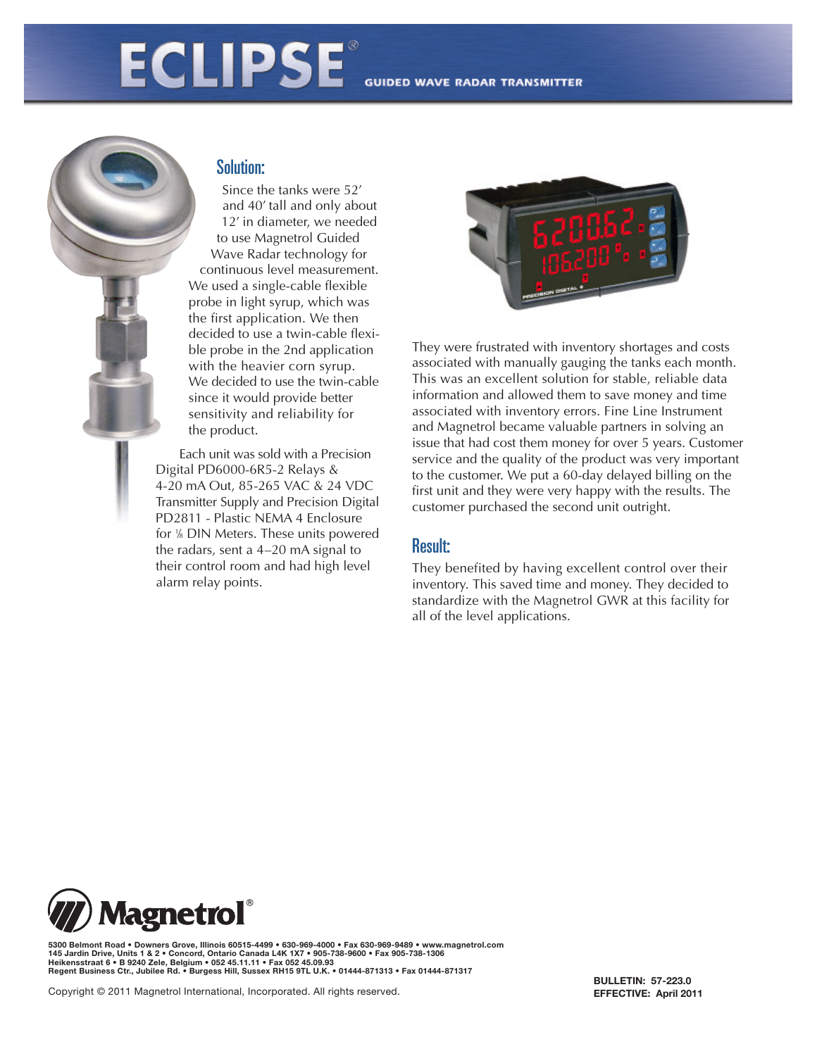# ECLIPSE® GUIDED WAVE RADAR TRANSMITTER

## Solution:

Since the tanks were 52′ and 40′ tall and only about 12′ in diameter, we needed to use Magnetrol Guided Wave Radar technology for continuous level measurement. We used a single-cable flexible probe in light syrup, which was the first application. We then decided to use a twin-cable flexible probe in the 2nd application with the heavier corn syrup. We decided to use the twin-cable since it would provide better sensitivity and reliability for the product.

Each unit was sold with a Precision Digital PD6000-6R5-2 Relays & 4-20 mA Out, 85-265 VAC & 24 VDC Transmitter Supply and Precision Digital PD2811 - Plastic NEMA 4 Enclosure for ⅛ DIN Meters. These units powered the radars, sent a 4–20 mA signal to their control room and had high level alarm relay points.

They were frustrated with inventory shortages and costs associated with manually gauging the tanks each month. This was an excellent solution for stable, reliable data information and allowed them to save money and time associated with inventory errors. Fine Line Instrument and Magnetrol became valuable partners in solving an issue that had cost them money for over 5 years. Customer service and the quality of the product was very important to the customer. We put a 60-day delayed billing on the first unit and they were very happy with the results. The customer purchased the second unit outright.

## Result:

They benefited by having excellent control over their inventory. This saved time and money. They decided to standardize with the Magnetrol GWR at this facility for all of the level applications.

**Magnetrol®**

**5300 Belmont Road • Downers Grove, Illinois 60515-4499 • 630-969-4000 • Fax 630-969-9489 • www.magnetrol.com**
**145 Jardin Drive, Units 1 & 2 • Concord, Ontario Canada L4K 1X7 • 905-738-9600 • Fax 905-738-1306**
**Heikensstraat 6 • B 9240 Zele, Belgium • 052 45.11.11 • Fax 052 45.09.93**
**Regent Business Ctr., Jubilee Rd. • Burgess Hill, Sussex RH15 9TL U.K. • 01444-871313 • Fax 01444-871317**

Copyright © 2011 Magnetrol International, Incorporated. All rights reserved.

**BULLETIN: 57-223.0**
**EFFECTIVE: April 2011**